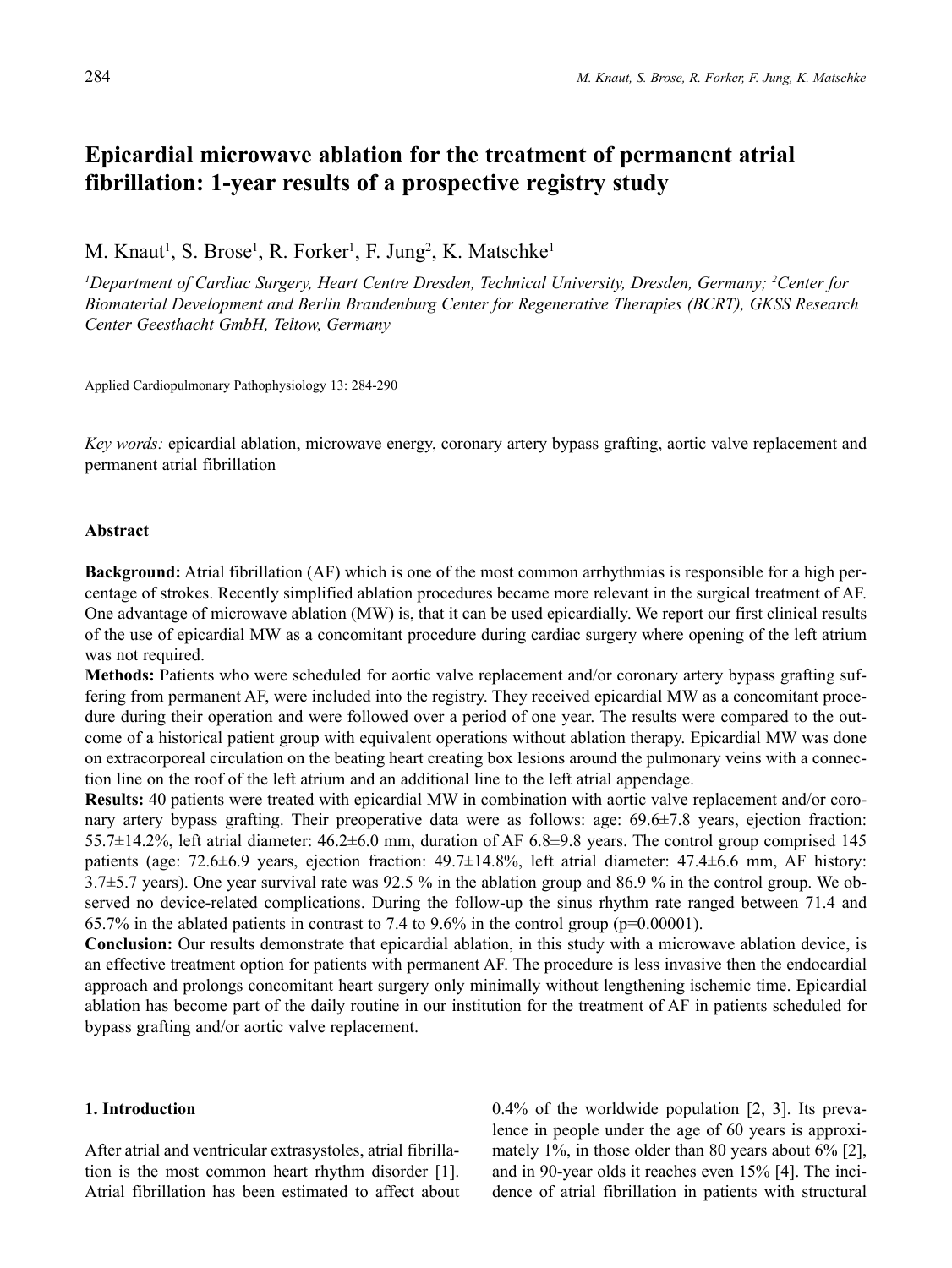# Epicardial microwave ablation for the treatment of permanent atrial fibrillation: 1-year results of a prospective registry study

M. Knaut[1], S. Brose[1], R. Forker[1], F. Jung[2], K. Matschke[1]

[1]*Department of Cardiac Surgery, Heart Centre Dresden, Technical University, Dresden, Germany;* [2]*Center for Biomaterial Development and Berlin Brandenburg Center for Regenerative Therapies (BCRT), GKSS Research Center Geesthacht GmbH, Teltow, Germany*

Applied Cardiopulmonary Pathophysiology 13: 284-290

*Key words:* epicardial ablation, microwave energy, coronary artery bypass grafting, aortic valve replacement and permanent atrial fibrillation

## Abstract

**Background:** Atrial fibrillation (AF) which is one of the most common arrhythmias is responsible for a high percentage of strokes. Recently simplified ablation procedures became more relevant in the surgical treatment of AF. One advantage of microwave ablation (MW) is, that it can be used epicardially. We report our first clinical results of the use of epicardial MW as a concomitant procedure during cardiac surgery where opening of the left atrium was not required.

**Methods:** Patients who were scheduled for aortic valve replacement and/or coronary artery bypass grafting suffering from permanent AF, were included into the registry. They received epicardial MW as a concomitant procedure during their operation and were followed over a period of one year. The results were compared to the outcome of a historical patient group with equivalent operations without ablation therapy. Epicardial MW was done on extracorporeal circulation on the beating heart creating box lesions around the pulmonary veins with a connection line on the roof of the left atrium and an additional line to the left atrial appendage.

**Results:** 40 patients were treated with epicardial MW in combination with aortic valve replacement and/or coronary artery bypass grafting. Their preoperative data were as follows: age: 69.6±7.8 years, ejection fraction: 55.7±14.2%, left atrial diameter: 46.2±6.0 mm, duration of AF 6.8±9.8 years. The control group comprised 145 patients (age: 72.6±6.9 years, ejection fraction: 49.7±14.8%, left atrial diameter: 47.4±6.6 mm, AF history: 3.7±5.7 years). One year survival rate was 92.5 % in the ablation group and 86.9 % in the control group. We observed no device-related complications. During the follow-up the sinus rhythm rate ranged between 71.4 and 65.7% in the ablated patients in contrast to 7.4 to 9.6% in the control group ($p=0.00001$).

**Conclusion:** Our results demonstrate that epicardial ablation, in this study with a microwave ablation device, is an effective treatment option for patients with permanent AF. The procedure is less invasive then the endocardial approach and prolongs concomitant heart surgery only minimally without lengthening ischemic time. Epicardial ablation has become part of the daily routine in our institution for the treatment of AF in patients scheduled for bypass grafting and/or aortic valve replacement.

## 1. Introduction

After atrial and ventricular extrasystoles, atrial fibrillation is the most common heart rhythm disorder [1]. Atrial fibrillation has been estimated to affect about 0.4% of the worldwide population [2, 3]. Its prevalence in people under the age of 60 years is approximately 1%, in those older than 80 years about 6% [2], and in 90-year olds it reaches even 15% [4]. The incidence of atrial fibrillation in patients with structural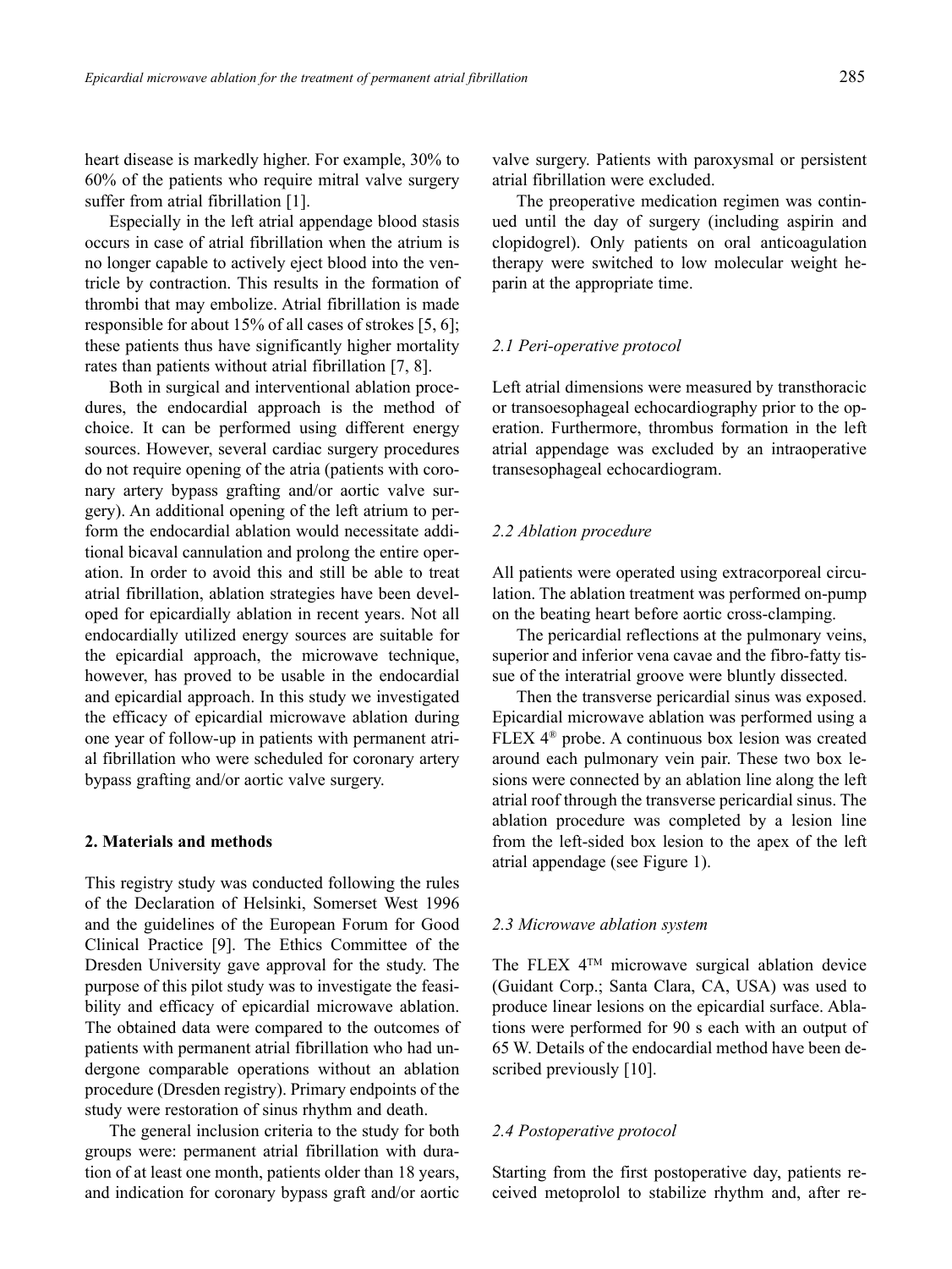heart disease is markedly higher. For example, 30% to 60% of the patients who require mitral valve surgery suffer from atrial fibrillation [1].

Especially in the left atrial appendage blood stasis occurs in case of atrial fibrillation when the atrium is no longer capable to actively eject blood into the ventricle by contraction. This results in the formation of thrombi that may embolize. Atrial fibrillation is made responsible for about 15% of all cases of strokes [5, 6]; these patients thus have significantly higher mortality rates than patients without atrial fibrillation [7, 8].

Both in surgical and interventional ablation procedures, the endocardial approach is the method of choice. It can be performed using different energy sources. However, several cardiac surgery procedures do not require opening of the atria (patients with coronary artery bypass grafting and/or aortic valve surgery). An additional opening of the left atrium to perform the endocardial ablation would necessitate additional bicaval cannulation and prolong the entire operation. In order to avoid this and still be able to treat atrial fibrillation, ablation strategies have been developed for epicardially ablation in recent years. Not all endocardially utilized energy sources are suitable for the epicardial approach, the microwave technique, however, has proved to be usable in the endocardial and epicardial approach. In this study we investigated the efficacy of epicardial microwave ablation during one year of follow-up in patients with permanent atrial fibrillation who were scheduled for coronary artery bypass grafting and/or aortic valve surgery.

## 2. Materials and methods

This registry study was conducted following the rules of the Declaration of Helsinki, Somerset West 1996 and the guidelines of the European Forum for Good Clinical Practice [9]. The Ethics Committee of the Dresden University gave approval for the study. The purpose of this pilot study was to investigate the feasibility and efficacy of epicardial microwave ablation. The obtained data were compared to the outcomes of patients with permanent atrial fibrillation who had undergone comparable operations without an ablation procedure (Dresden registry). Primary endpoints of the study were restoration of sinus rhythm and death.

The general inclusion criteria to the study for both groups were: permanent atrial fibrillation with duration of at least one month, patients older than 18 years, and indication for coronary bypass graft and/or aortic valve surgery. Patients with paroxysmal or persistent atrial fibrillation were excluded.

The preoperative medication regimen was continued until the day of surgery (including aspirin and clopidogrel). Only patients on oral anticoagulation therapy were switched to low molecular weight heparin at the appropriate time.

### *2.1 Peri-operative protocol*

Left atrial dimensions were measured by transthoracic or transoesophageal echocardiography prior to the operation. Furthermore, thrombus formation in the left atrial appendage was excluded by an intraoperative transesophageal echocardiogram.

### *2.2 Ablation procedure*

All patients were operated using extracorporeal circulation. The ablation treatment was performed on-pump on the beating heart before aortic cross-clamping.

The pericardial reflections at the pulmonary veins, superior and inferior vena cavae and the fibro-fatty tissue of the interatrial groove were bluntly dissected.

Then the transverse pericardial sinus was exposed. Epicardial microwave ablation was performed using a FLEX 4® probe. A continuous box lesion was created around each pulmonary vein pair. These two box lesions were connected by an ablation line along the left atrial roof through the transverse pericardial sinus. The ablation procedure was completed by a lesion line from the left-sided box lesion to the apex of the left atrial appendage (see Figure 1).

### *2.3 Microwave ablation system*

The FLEX 4™ microwave surgical ablation device (Guidant Corp.; Santa Clara, CA, USA) was used to produce linear lesions on the epicardial surface. Ablations were performed for 90 s each with an output of 65 W. Details of the endocardial method have been described previously [10].

### *2.4 Postoperative protocol*

Starting from the first postoperative day, patients received metoprolol to stabilize rhythm and, after re-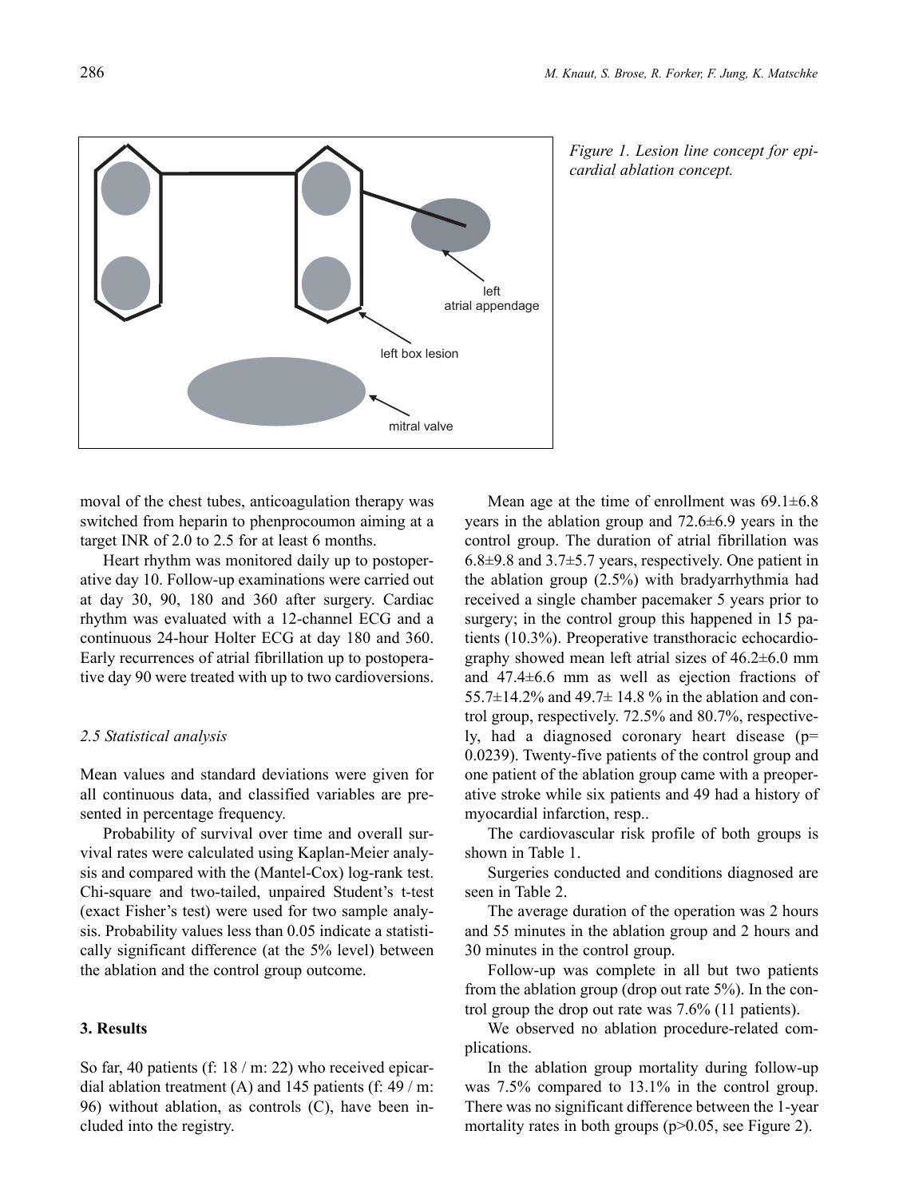*Figure 1. Lesion line concept for epicardial ablation concept.*

moval of the chest tubes, anticoagulation therapy was switched from heparin to phenprocoumon aiming at a target INR of 2.0 to 2.5 for at least 6 months.

Heart rhythm was monitored daily up to postoperative day 10. Follow-up examinations were carried out at day 30, 90, 180 and 360 after surgery. Cardiac rhythm was evaluated with a 12-channel ECG and a continuous 24-hour Holter ECG at day 180 and 360. Early recurrences of atrial fibrillation up to postoperative day 90 were treated with up to two cardioversions.

### *2.5 Statistical analysis*

Mean values and standard deviations were given for all continuous data, and classified variables are presented in percentage frequency.

Probability of survival over time and overall survival rates were calculated using Kaplan-Meier analysis and compared with the (Mantel-Cox) log-rank test. Chi-square and two-tailed, unpaired Student's t-test (exact Fisher's test) were used for two sample analysis. Probability values less than 0.05 indicate a statistically significant difference (at the 5% level) between the ablation and the control group outcome.

## 3. Results

So far, 40 patients (f: 18 / m: 22) who received epicardial ablation treatment (A) and 145 patients (f: 49 / m: 96) without ablation, as controls (C), have been included into the registry.

Mean age at the time of enrollment was 69.1±6.8 years in the ablation group and 72.6±6.9 years in the control group. The duration of atrial fibrillation was 6.8±9.8 and 3.7±5.7 years, respectively. One patient in the ablation group (2.5%) with bradyarrhythmia had received a single chamber pacemaker 5 years prior to surgery; in the control group this happened in 15 patients (10.3%). Preoperative transthoracic echocardiography showed mean left atrial sizes of 46.2±6.0 mm and 47.4±6.6 mm as well as ejection fractions of 55.7±14.2% and 49.7± 14.8 % in the ablation and control group, respectively. 72.5% and 80.7%, respectively, had a diagnosed coronary heart disease (p= 0.0239). Twenty-five patients of the control group and one patient of the ablation group came with a preoperative stroke while six patients and 49 had a history of myocardial infarction, resp..

The cardiovascular risk profile of both groups is shown in Table 1.

Surgeries conducted and conditions diagnosed are seen in Table 2.

The average duration of the operation was 2 hours and 55 minutes in the ablation group and 2 hours and 30 minutes in the control group.

Follow-up was complete in all but two patients from the ablation group (drop out rate 5%). In the control group the drop out rate was 7.6% (11 patients).

We observed no ablation procedure-related complications.

In the ablation group mortality during follow-up was 7.5% compared to 13.1% in the control group. There was no significant difference between the 1-year mortality rates in both groups (p>0.05, see Figure 2).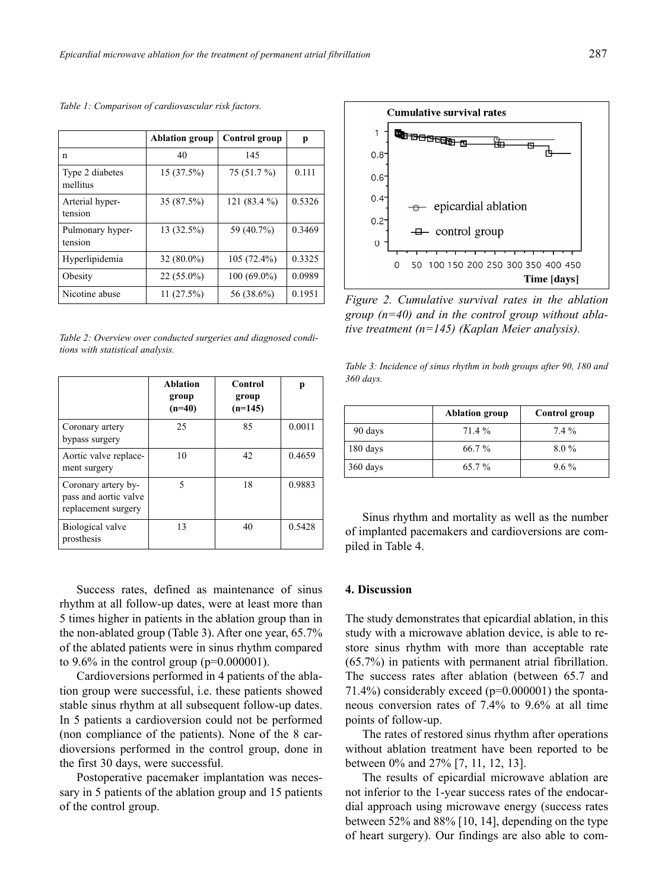*Table 1: Comparison of cardiovascular risk factors.*

| | Ablation group | Control group | p |
|---|---|---|---|
| n | 40 | 145 | |
| Type 2 diabetes mellitus | 15 (37.5%) | 75 (51.7 %) | 0.111 |
| Arterial hypertension | 35 (87.5%) | 121 (83.4 %) | 0.5326 |
| Pulmonary hypertension | 13 (32.5%) | 59 (40.7%) | 0.3469 |
| Hyperlipidemia | 32 (80.0%) | 105 (72.4%) | 0.3325 |
| Obesity | 22 (55.0%) | 100 (69.0%) | 0.0989 |
| Nicotine abuse | 11 (27.5%) | 56 (38.6%) | 0.1951 |

*Table 2: Overview over conducted surgeries and diagnosed conditions with statistical analysis.*

| | Ablation group (n=40) | Control group (n=145) | p |
|---|---|---|---|
| Coronary artery bypass surgery | 25 | 85 | 0.0011 |
| Aortic valve replacement surgery | 10 | 42 | 0.4659 |
| Coronary artery bypass and aortic valve replacement surgery | 5 | 18 | 0.9883 |
| Biological valve prosthesis | 13 | 40 | 0.5428 |

Success rates, defined as maintenance of sinus rhythm at all follow-up dates, were at least more than 5 times higher in patients in the ablation group than in the non-ablated group (Table 3). After one year, 65.7% of the ablated patients were in sinus rhythm compared to 9.6% in the control group (p=0.000001).

Cardioversions performed in 4 patients of the ablation group were successful, i.e. these patients showed stable sinus rhythm at all subsequent follow-up dates. In 5 patients a cardioversion could not be performed (non compliance of the patients). None of the 8 cardioversions performed in the control group, done in the first 30 days, were successful.

Postoperative pacemaker implantation was necessary in 5 patients of the ablation group and 15 patients of the control group.

*Figure 2. Cumulative survival rates in the ablation group (n=40) and in the control group without ablative treatment (n=145) (Kaplan Meier analysis).*

*Table 3: Incidence of sinus rhythm in both groups after 90, 180 and 360 days.*

| | Ablation group | Control group |
|---|---|---|
| 90 days | 71.4 % | 7.4 % |
| 180 days | 66.7 % | 8.0 % |
| 360 days | 65.7 % | 9.6 % |

Sinus rhythm and mortality as well as the number of implanted pacemakers and cardioversions are compiled in Table 4.

## 4. Discussion

The study demonstrates that epicardial ablation, in this study with a microwave ablation device, is able to restore sinus rhythm with more than acceptable rate (65.7%) in patients with permanent atrial fibrillation. The success rates after ablation (between 65.7 and 71.4%) considerably exceed (p=0.000001) the spontaneous conversion rates of 7.4% to 9.6% at all time points of follow-up.

The rates of restored sinus rhythm after operations without ablation treatment have been reported to be between 0% and 27% [7, 11, 12, 13].

The results of epicardial microwave ablation are not inferior to the 1-year success rates of the endocardial approach using microwave energy (success rates between 52% and 88% [10, 14], depending on the type of heart surgery). Our findings are also able to com-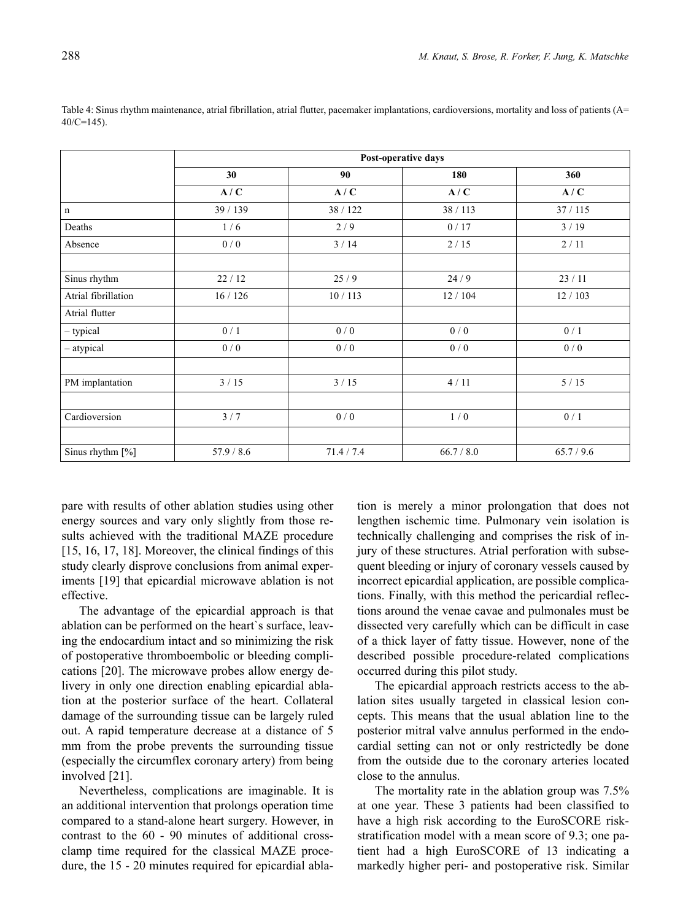Table 4: Sinus rhythm maintenance, atrial fibrillation, atrial flutter, pacemaker implantations, cardioversions, mortality and loss of patients (A= 40/C=145).

| | Post-operative days | | | |
|---|---|---|---|---|
| | 30 | 90 | 180 | 360 |
| | A / C | A / C | A / C | A / C |
| n | 39 / 139 | 38 / 122 | 38 / 113 | 37 / 115 |
| Deaths | 1 / 6 | 2 / 9 | 0 / 17 | 3 / 19 |
| Absence | 0 / 0 | 3 / 14 | 2 / 15 | 2 / 11 |
| | | | | |
| Sinus rhythm | 22 / 12 | 25 / 9 | 24 / 9 | 23 / 11 |
| Atrial fibrillation | 16 / 126 | 10 / 113 | 12 / 104 | 12 / 103 |
| Atrial flutter | | | | |
| – typical | 0 / 1 | 0 / 0 | 0 / 0 | 0 / 1 |
| – atypical | 0 / 0 | 0 / 0 | 0 / 0 | 0 / 0 |
| | | | | |
| PM implantation | 3 / 15 | 3 / 15 | 4 / 11 | 5 / 15 |
| | | | | |
| Cardioversion | 3 / 7 | 0 / 0 | 1 / 0 | 0 / 1 |
| | | | | |
| Sinus rhythm [%] | 57.9 / 8.6 | 71.4 / 7.4 | 66.7 / 8.0 | 65.7 / 9.6 |

pare with results of other ablation studies using other energy sources and vary only slightly from those results achieved with the traditional MAZE procedure [15, 16, 17, 18]. Moreover, the clinical findings of this study clearly disprove conclusions from animal experiments [19] that epicardial microwave ablation is not effective.

The advantage of the epicardial approach is that ablation can be performed on the heart`s surface, leaving the endocardium intact and so minimizing the risk of postoperative thromboembolic or bleeding complications [20]. The microwave probes allow energy delivery in only one direction enabling epicardial ablation at the posterior surface of the heart. Collateral damage of the surrounding tissue can be largely ruled out. A rapid temperature decrease at a distance of 5 mm from the probe prevents the surrounding tissue (especially the circumflex coronary artery) from being involved [21].

Nevertheless, complications are imaginable. It is an additional intervention that prolongs operation time compared to a stand-alone heart surgery. However, in contrast to the 60 - 90 minutes of additional cross-clamp time required for the classical MAZE procedure, the 15 - 20 minutes required for epicardial ablation is merely a minor prolongation that does not lengthen ischemic time. Pulmonary vein isolation is technically challenging and comprises the risk of injury of these structures. Atrial perforation with subsequent bleeding or injury of coronary vessels caused by incorrect epicardial application, are possible complications. Finally, with this method the pericardial reflections around the venae cavae and pulmonales must be dissected very carefully which can be difficult in case of a thick layer of fatty tissue. However, none of the described possible procedure-related complications occurred during this pilot study.

The epicardial approach restricts access to the ablation sites usually targeted in classical lesion concepts. This means that the usual ablation line to the posterior mitral valve annulus performed in the endocardial setting can not or only restrictedly be done from the outside due to the coronary arteries located close to the annulus.

The mortality rate in the ablation group was 7.5% at one year. These 3 patients had been classified to have a high risk according to the EuroSCORE risk-stratification model with a mean score of 9.3; one patient had a high EuroSCORE of 13 indicating a markedly higher peri- and postoperative risk. Similar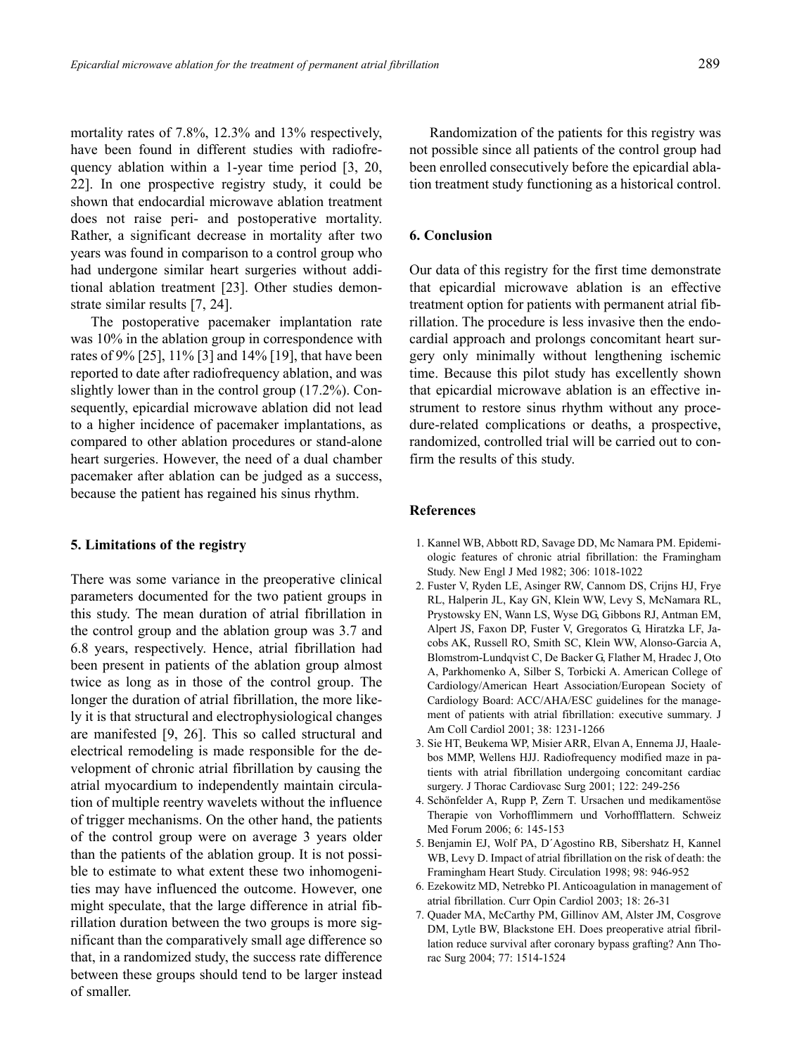mortality rates of 7.8%, 12.3% and 13% respectively, have been found in different studies with radiofrequency ablation within a 1-year time period [3, 20, 22]. In one prospective registry study, it could be shown that endocardial microwave ablation treatment does not raise peri- and postoperative mortality. Rather, a significant decrease in mortality after two years was found in comparison to a control group who had undergone similar heart surgeries without additional ablation treatment [23]. Other studies demonstrate similar results [7, 24].

The postoperative pacemaker implantation rate was 10% in the ablation group in correspondence with rates of 9% [25], 11% [3] and 14% [19], that have been reported to date after radiofrequency ablation, and was slightly lower than in the control group (17.2%). Consequently, epicardial microwave ablation did not lead to a higher incidence of pacemaker implantations, as compared to other ablation procedures or stand-alone heart surgeries. However, the need of a dual chamber pacemaker after ablation can be judged as a success, because the patient has regained his sinus rhythm.

## 5. Limitations of the registry

There was some variance in the preoperative clinical parameters documented for the two patient groups in this study. The mean duration of atrial fibrillation in the control group and the ablation group was 3.7 and 6.8 years, respectively. Hence, atrial fibrillation had been present in patients of the ablation group almost twice as long as in those of the control group. The longer the duration of atrial fibrillation, the more likely it is that structural and electrophysiological changes are manifested [9, 26]. This so called structural and electrical remodeling is made responsible for the development of chronic atrial fibrillation by causing the atrial myocardium to independently maintain circulation of multiple reentry wavelets without the influence of trigger mechanisms. On the other hand, the patients of the control group were on average 3 years older than the patients of the ablation group. It is not possible to estimate to what extent these two inhomogenities may have influenced the outcome. However, one might speculate, that the large difference in atrial fibrillation duration between the two groups is more significant than the comparatively small age difference so that, in a randomized study, the success rate difference between these groups should tend to be larger instead of smaller.

Randomization of the patients for this registry was not possible since all patients of the control group had been enrolled consecutively before the epicardial ablation treatment study functioning as a historical control.

## 6. Conclusion

Our data of this registry for the first time demonstrate that epicardial microwave ablation is an effective treatment option for patients with permanent atrial fibrillation. The procedure is less invasive then the endocardial approach and prolongs concomitant heart surgery only minimally without lengthening ischemic time. Because this pilot study has excellently shown that epicardial microwave ablation is an effective instrument to restore sinus rhythm without any procedure-related complications or deaths, a prospective, randomized, controlled trial will be carried out to confirm the results of this study.

## References

1. Kannel WB, Abbott RD, Savage DD, Mc Namara PM. Epidemiologic features of chronic atrial fibrillation: the Framingham Study. New Engl J Med 1982; 306: 1018-1022
2. Fuster V, Ryden LE, Asinger RW, Cannom DS, Crijns HJ, Frye RL, Halperin JL, Kay GN, Klein WW, Levy S, McNamara RL, Prystowsky EN, Wann LS, Wyse DG, Gibbons RJ, Antman EM, Alpert JS, Faxon DP, Fuster V, Gregoratos G, Hiratzka LF, Jacobs AK, Russell RO, Smith SC, Klein WW, Alonso-Garcia A, Blomstrom-Lundqvist C, De Backer G, Flather M, Hradec J, Oto A, Parkhomenko A, Silber S, Torbicki A. American College of Cardiology/American Heart Association/European Society of Cardiology Board: ACC/AHA/ESC guidelines for the management of patients with atrial fibrillation: executive summary. J Am Coll Cardiol 2001; 38: 1231-1266
3. Sie HT, Beukema WP, Misier ARR, Elvan A, Ennema JJ, Haalebos MMP, Wellens HJJ. Radiofrequency modified maze in patients with atrial fibrillation undergoing concomitant cardiac surgery. J Thorac Cardiovasc Surg 2001; 122: 249-256
4. Schönfelder A, Rupp P, Zern T. Ursachen und medikamentöse Therapie von Vorhofflimmern und Vorhoffflattern. Schweiz Med Forum 2006; 6: 145-153
5. Benjamin EJ, Wolf PA, D´Agostino RB, Sibershatz H, Kannel WB, Levy D. Impact of atrial fibrillation on the risk of death: the Framingham Heart Study. Circulation 1998; 98: 946-952
6. Ezekowitz MD, Netrebko PI. Anticoagulation in management of atrial fibrillation. Curr Opin Cardiol 2003; 18: 26-31
7. Quader MA, McCarthy PM, Gillinov AM, Alster JM, Cosgrove DM, Lytle BW, Blackstone EH. Does preoperative atrial fibrillation reduce survival after coronary bypass grafting? Ann Thorac Surg 2004; 77: 1514-1524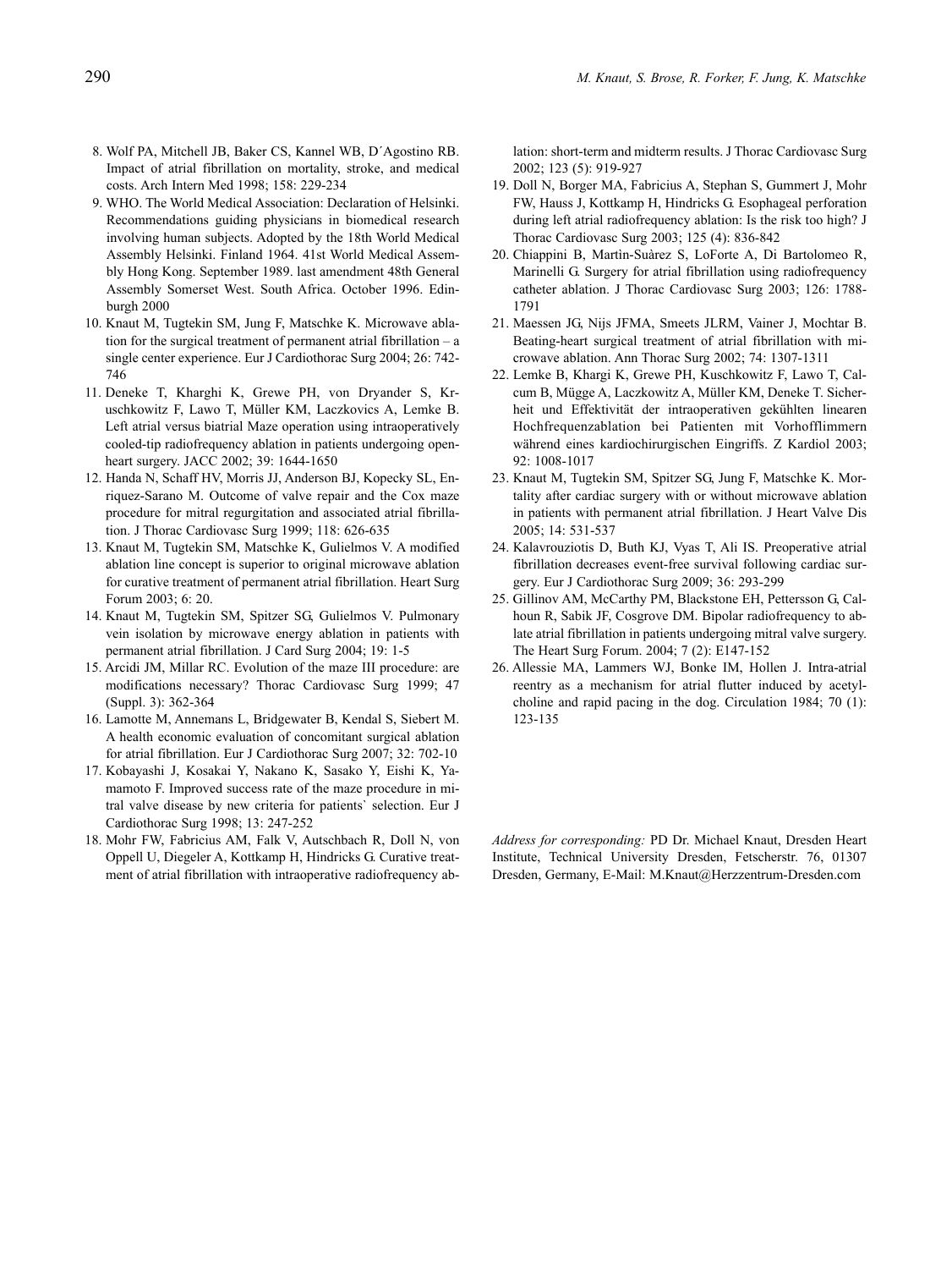8. Wolf PA, Mitchell JB, Baker CS, Kannel WB, D´Agostino RB. Impact of atrial fibrillation on mortality, stroke, and medical costs. Arch Intern Med 1998; 158: 229-234
9. WHO. The World Medical Association: Declaration of Helsinki. Recommendations guiding physicians in biomedical research involving human subjects. Adopted by the 18th World Medical Assembly Helsinki. Finland 1964. 41st World Medical Assembly Hong Kong. September 1989. last amendment 48th General Assembly Somerset West. South Africa. October 1996. Edinburgh 2000
10. Knaut M, Tugtekin SM, Jung F, Matschke K. Microwave ablation for the surgical treatment of permanent atrial fibrillation – a single center experience. Eur J Cardiothorac Surg 2004; 26: 742-746
11. Deneke T, Kharghi K, Grewe PH, von Dryander S, Kruschkowitz F, Lawo T, Müller KM, Laczkovics A, Lemke B. Left atrial versus biatrial Maze operation using intraoperatively cooled-tip radiofrequency ablation in patients undergoing open-heart surgery. JACC 2002; 39: 1644-1650
12. Handa N, Schaff HV, Morris JJ, Anderson BJ, Kopecky SL, Enriquez-Sarano M. Outcome of valve repair and the Cox maze procedure for mitral regurgitation and associated atrial fibrillation. J Thorac Cardiovasc Surg 1999; 118: 626-635
13. Knaut M, Tugtekin SM, Matschke K, Gulielmos V. A modified ablation line concept is superior to original microwave ablation for curative treatment of permanent atrial fibrillation. Heart Surg Forum 2003; 6: 20.
14. Knaut M, Tugtekin SM, Spitzer SG, Gulielmos V. Pulmonary vein isolation by microwave energy ablation in patients with permanent atrial fibrillation. J Card Surg 2004; 19: 1-5
15. Arcidi JM, Millar RC. Evolution of the maze III procedure: are modifications necessary? Thorac Cardiovasc Surg 1999; 47 (Suppl. 3): 362-364
16. Lamotte M, Annemans L, Bridgewater B, Kendal S, Siebert M. A health economic evaluation of concomitant surgical ablation for atrial fibrillation. Eur J Cardiothorac Surg 2007; 32: 702-10
17. Kobayashi J, Kosakai Y, Nakano K, Sasako Y, Eishi K, Yamamoto F. Improved success rate of the maze procedure in mitral valve disease by new criteria for patients` selection. Eur J Cardiothorac Surg 1998; 13: 247-252
18. Mohr FW, Fabricius AM, Falk V, Autschbach R, Doll N, von Oppell U, Diegeler A, Kottkamp H, Hindricks G. Curative treatment of atrial fibrillation with intraoperative radiofrequency ablation: short-term and midterm results. J Thorac Cardiovasc Surg 2002; 123 (5): 919-927
19. Doll N, Borger MA, Fabricius A, Stephan S, Gummert J, Mohr FW, Hauss J, Kottkamp H, Hindricks G. Esophageal perforation during left atrial radiofrequency ablation: Is the risk too high? J Thorac Cardiovasc Surg 2003; 125 (4): 836-842
20. Chiappini B, Martìn-Suàrez S, LoForte A, Di Bartolomeo R, Marinelli G. Surgery for atrial fibrillation using radiofrequency catheter ablation. J Thorac Cardiovasc Surg 2003; 126: 1788-1791
21. Maessen JG, Nijs JFMA, Smeets JLRM, Vainer J, Mochtar B. Beating-heart surgical treatment of atrial fibrillation with microwave ablation. Ann Thorac Surg 2002; 74: 1307-1311
22. Lemke B, Khargi K, Grewe PH, Kuschkowitz F, Lawo T, Calcum B, Mügge A, Laczkowitz A, Müller KM, Deneke T. Sicherheit und Effektivität der intraoperativen gekühlten linearen Hochfrequenzablation bei Patienten mit Vorhofflimmern während eines kardiochirurgischen Eingriffs. Z Kardiol 2003; 92: 1008-1017
23. Knaut M, Tugtekin SM, Spitzer SG, Jung F, Matschke K. Mortality after cardiac surgery with or without microwave ablation in patients with permanent atrial fibrillation. J Heart Valve Dis 2005; 14: 531-537
24. Kalavrouziotis D, Buth KJ, Vyas T, Ali IS. Preoperative atrial fibrillation decreases event-free survival following cardiac surgery. Eur J Cardiothorac Surg 2009; 36: 293-299
25. Gillinov AM, McCarthy PM, Blackstone EH, Pettersson G, Calhoun R, Sabik JF, Cosgrove DM. Bipolar radiofrequency to ablate atrial fibrillation in patients undergoing mitral valve surgery. The Heart Surg Forum. 2004; 7 (2): E147-152
26. Allessie MA, Lammers WJ, Bonke IM, Hollen J. Intra-atrial reentry as a mechanism for atrial flutter induced by acetylcholine and rapid pacing in the dog. Circulation 1984; 70 (1): 123-135

*Address for corresponding:* PD Dr. Michael Knaut, Dresden Heart Institute, Technical University Dresden, Fetscherstr. 76, 01307 Dresden, Germany, E-Mail: M.Knaut@Herzzentrum-Dresden.com